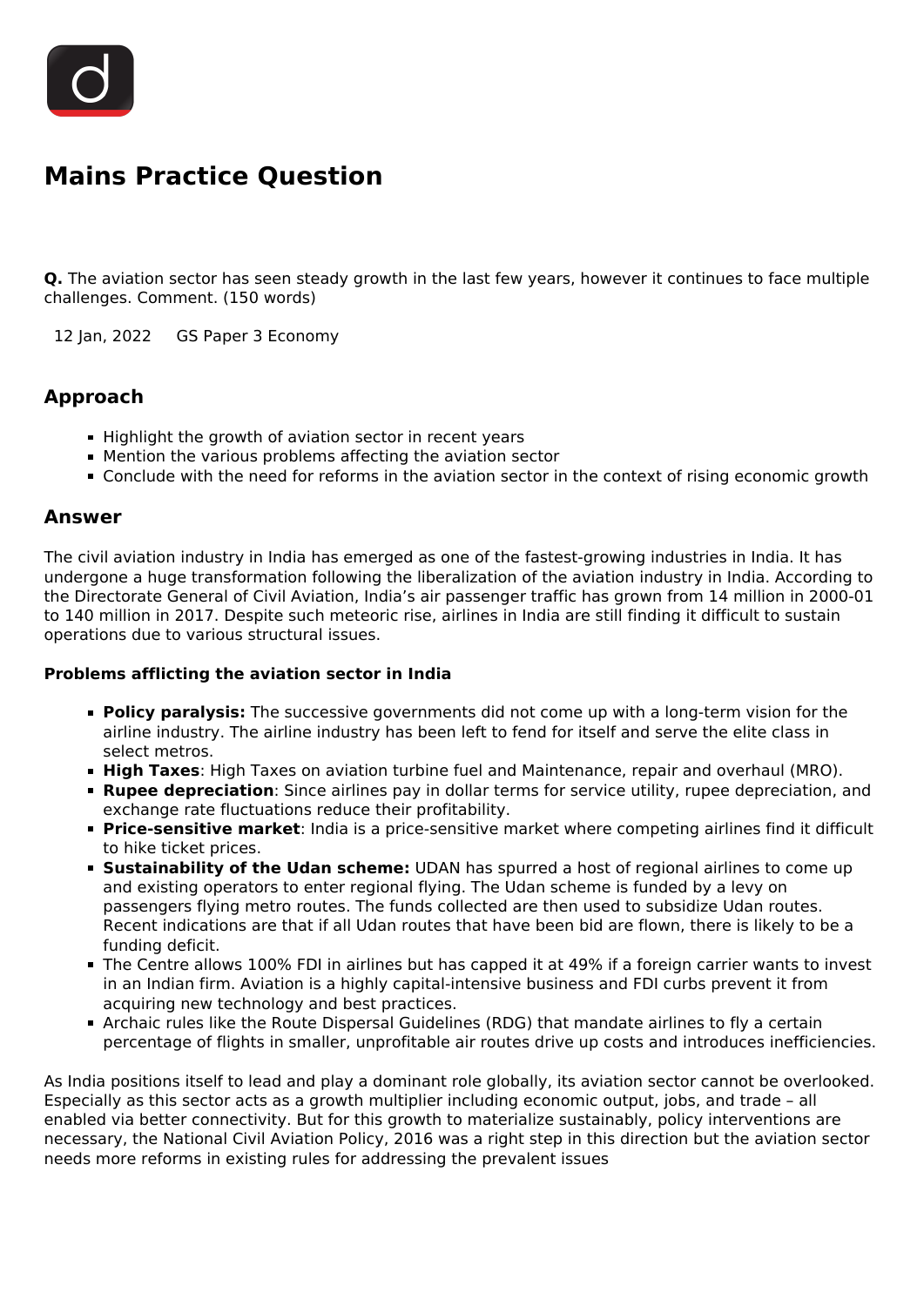# Mains Practice Question

**Q.** The aviation sector has seen steady growth in the last few years, however it continues to face multiple challenges. Comment. (150 words)

12 Jan, 2022 GS Paper 3 Economy

## Approach

- Highlight the growth of aviation sector in recent years
- Mention the various problems affecting the aviation sector
- Conclude with the need for reforms in the aviation sector in the context of rising economic growth

## Answer

The civil aviation industry in India has emerged as one of the fastest-growing industries in India. It has undergone a huge transformation following the liberalization of the aviation industry in India. According to the Directorate General of Civil Aviation, India's air passenger traffic has grown from 14 million in 2000-01 to 140 million in 2017. Despite such meteoric rise, airlines in India are still finding it difficult to sustain operations due to various structural issues.

**Problems afflicting the aviation sector in India**

- **Policy paralysis:** The successive governments did not come up with a long-term vision for the airline industry. The airline industry has been left to fend for itself and serve the elite class in select metros.
- **High Taxes**: High Taxes on aviation turbine fuel and Maintenance, repair and overhaul (MRO).
- **Rupee depreciation**: Since airlines pay in dollar terms for service utility, rupee depreciation, and exchange rate fluctuations reduce their profitability.
- **Price-sensitive market**: India is a price-sensitive market where competing airlines find it difficult to hike ticket prices.
- **Sustainability of the Udan scheme:** UDAN has spurred a host of regional airlines to come up and existing operators to enter regional flying. The Udan scheme is funded by a levy on passengers flying metro routes. The funds collected are then used to subsidize Udan routes. Recent indications are that if all Udan routes that have been bid are flown, there is likely to be a funding deficit.
- The Centre allows 100% FDI in airlines but has capped it at 49% if a foreign carrier wants to invest in an Indian firm. Aviation is a highly capital-intensive business and FDI curbs prevent it from acquiring new technology and best practices.
- Archaic rules like the Route Dispersal Guidelines (RDG) that mandate airlines to fly a certain percentage of flights in smaller, unprofitable air routes drive up costs and introduces inefficiencies.

As India positions itself to lead and play a dominant role globally, its aviation sector cannot be overlooked. Especially as this sector acts as a growth multiplier including economic output, jobs, and trade – all enabled via better connectivity. But for this growth to materialize sustainably, policy interventions are necessary, the National Civil Aviation Policy, 2016 was a right step in this direction but the aviation sector needs more reforms in existing rules for addressing the prevalent issues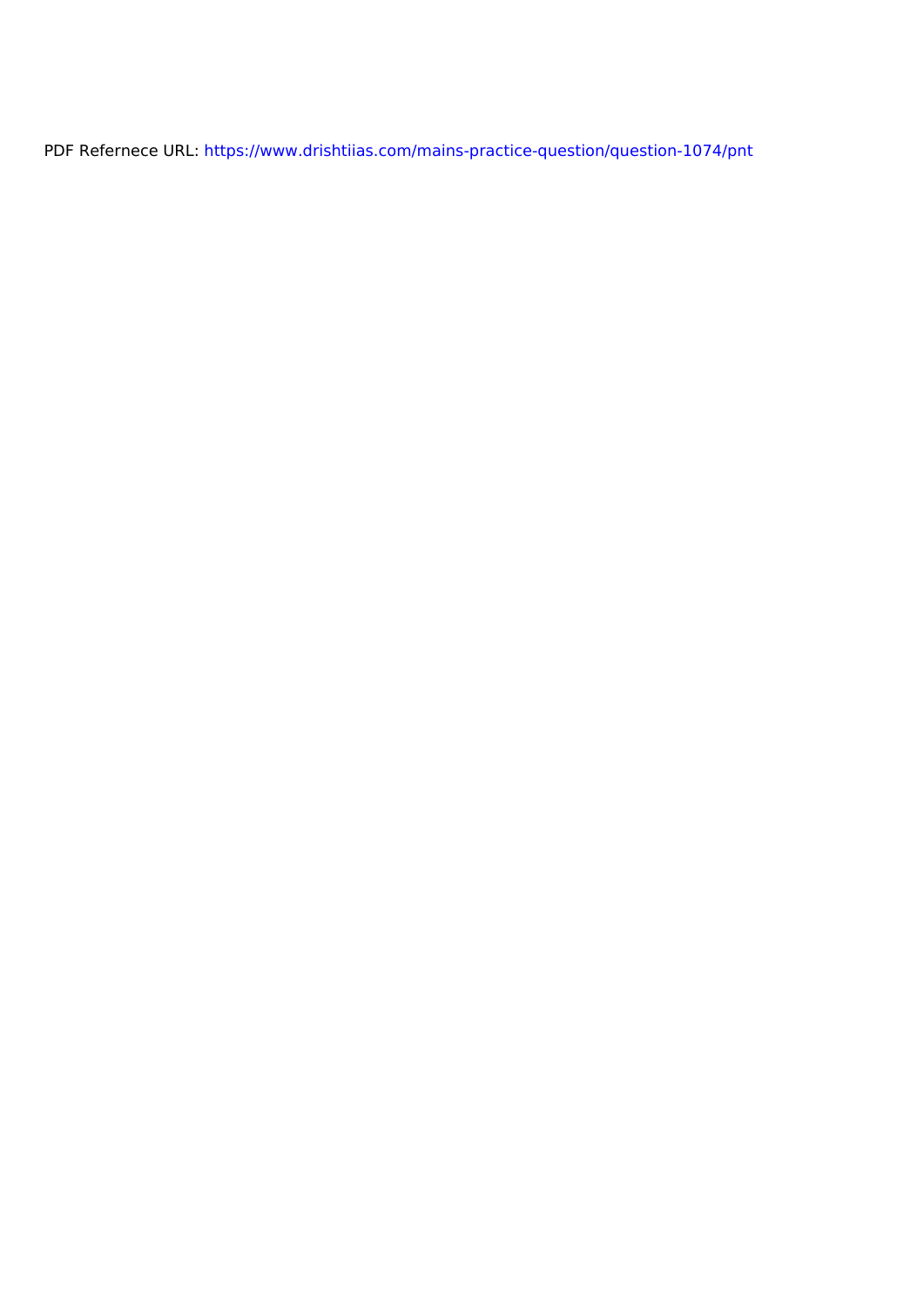PDF Refernece URL: https://www.drishtiias.com/mains-practice-question/question-1074/pnt